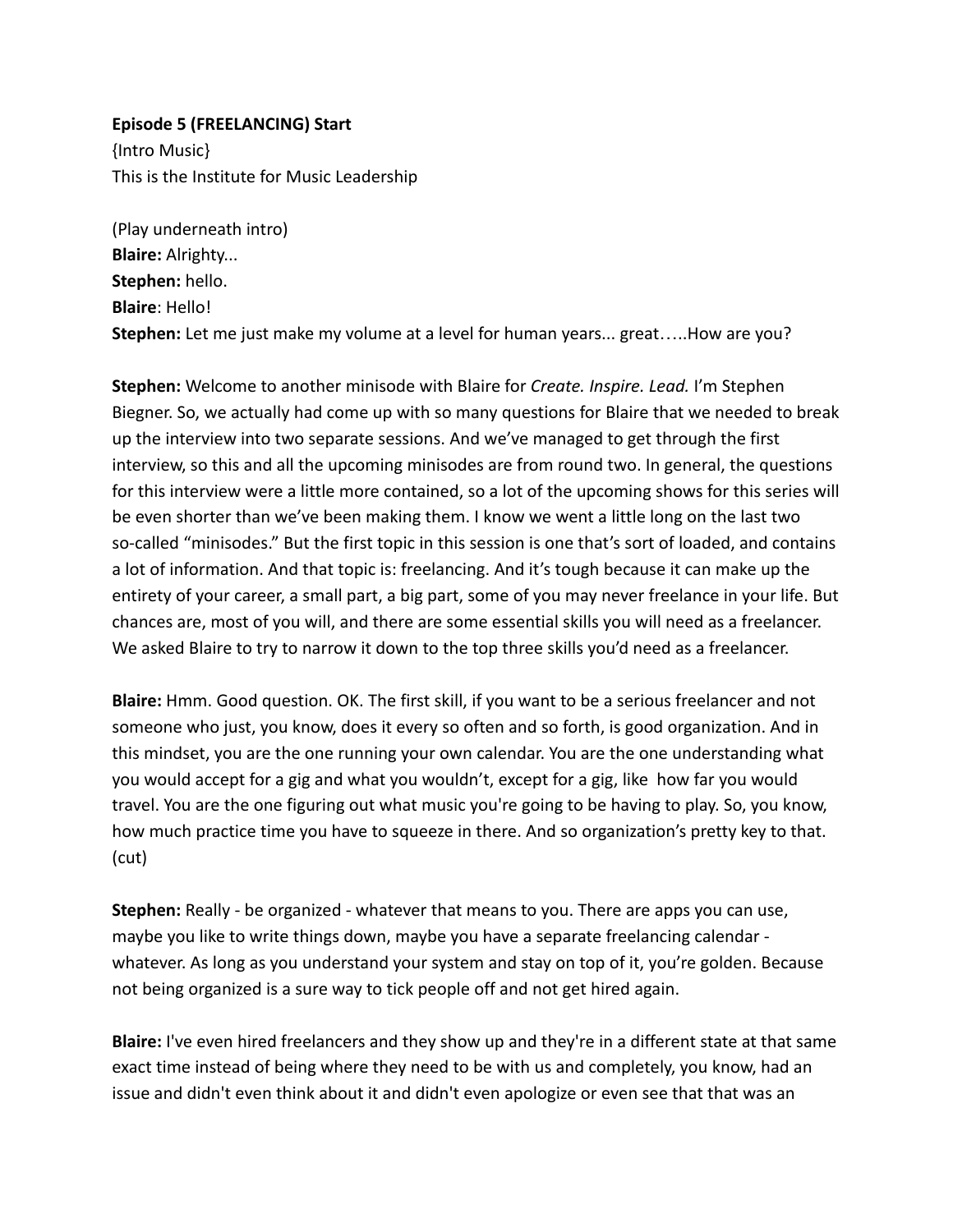**Episode 5 (FREELANCING) Start**
{Intro Music}
This is the Institute for Music Leadership

(Play underneath intro)
**Blaire:** Alrighty...
**Stephen:** hello.
**Blaire**: Hello!
**Stephen:** Let me just make my volume at a level for human years... great…..How are you?

**Stephen:** Welcome to another minisode with Blaire for *Create. Inspire. Lead.* I'm Stephen Biegner. So, we actually had come up with so many questions for Blaire that we needed to break up the interview into two separate sessions. And we've managed to get through the first interview, so this and all the upcoming minisodes are from round two. In general, the questions for this interview were a little more contained, so a lot of the upcoming shows for this series will be even shorter than we've been making them. I know we went a little long on the last two so-called "minisodes." But the first topic in this session is one that's sort of loaded, and contains a lot of information. And that topic is: freelancing. And it's tough because it can make up the entirety of your career, a small part, a big part, some of you may never freelance in your life. But chances are, most of you will, and there are some essential skills you will need as a freelancer. We asked Blaire to try to narrow it down to the top three skills you'd need as a freelancer.

**Blaire:** Hmm. Good question. OK. The first skill, if you want to be a serious freelancer and not someone who just, you know, does it every so often and so forth, is good organization. And in this mindset, you are the one running your own calendar. You are the one understanding what you would accept for a gig and what you wouldn't, except for a gig, like how far you would travel. You are the one figuring out what music you're going to be having to play. So, you know, how much practice time you have to squeeze in there. And so organization's pretty key to that. (cut)

**Stephen:** Really - be organized - whatever that means to you. There are apps you can use, maybe you like to write things down, maybe you have a separate freelancing calendar - whatever. As long as you understand your system and stay on top of it, you're golden. Because not being organized is a sure way to tick people off and not get hired again.

**Blaire:** I've even hired freelancers and they show up and they're in a different state at that same exact time instead of being where they need to be with us and completely, you know, had an issue and didn't even think about it and didn't even apologize or even see that that was an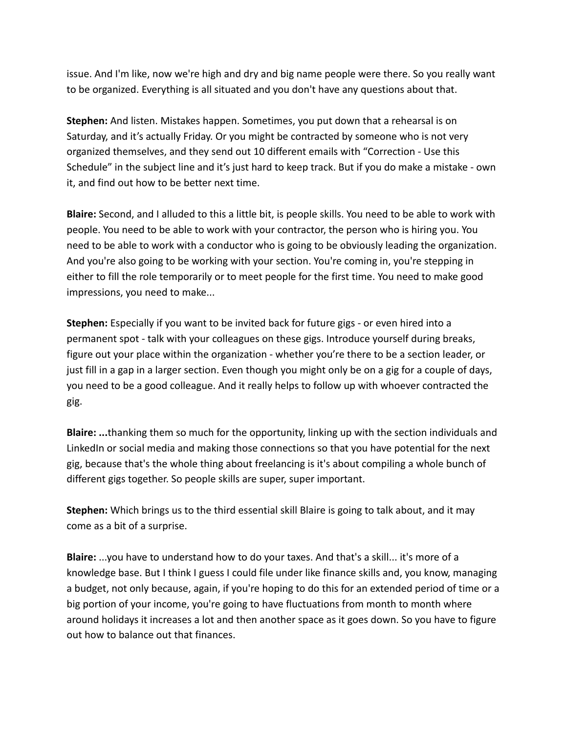issue. And I'm like, now we're high and dry and big name people were there. So you really want to be organized. Everything is all situated and you don't have any questions about that.

**Stephen:** And listen. Mistakes happen. Sometimes, you put down that a rehearsal is on Saturday, and it's actually Friday. Or you might be contracted by someone who is not very organized themselves, and they send out 10 different emails with "Correction - Use this Schedule" in the subject line and it's just hard to keep track. But if you do make a mistake - own it, and find out how to be better next time.

**Blaire:** Second, and I alluded to this a little bit, is people skills. You need to be able to work with people. You need to be able to work with your contractor, the person who is hiring you. You need to be able to work with a conductor who is going to be obviously leading the organization. And you're also going to be working with your section. You're coming in, you're stepping in either to fill the role temporarily or to meet people for the first time. You need to make good impressions, you need to make...

**Stephen:** Especially if you want to be invited back for future gigs - or even hired into a permanent spot - talk with your colleagues on these gigs. Introduce yourself during breaks, figure out your place within the organization - whether you're there to be a section leader, or just fill in a gap in a larger section. Even though you might only be on a gig for a couple of days, you need to be a good colleague. And it really helps to follow up with whoever contracted the gig.

**Blaire: ...**thanking them so much for the opportunity, linking up with the section individuals and LinkedIn or social media and making those connections so that you have potential for the next gig, because that's the whole thing about freelancing is it's about compiling a whole bunch of different gigs together. So people skills are super, super important.

**Stephen:** Which brings us to the third essential skill Blaire is going to talk about, and it may come as a bit of a surprise.

**Blaire:** ...you have to understand how to do your taxes. And that's a skill... it's more of a knowledge base. But I think I guess I could file under like finance skills and, you know, managing a budget, not only because, again, if you're hoping to do this for an extended period of time or a big portion of your income, you're going to have fluctuations from month to month where around holidays it increases a lot and then another space as it goes down. So you have to figure out how to balance out that finances.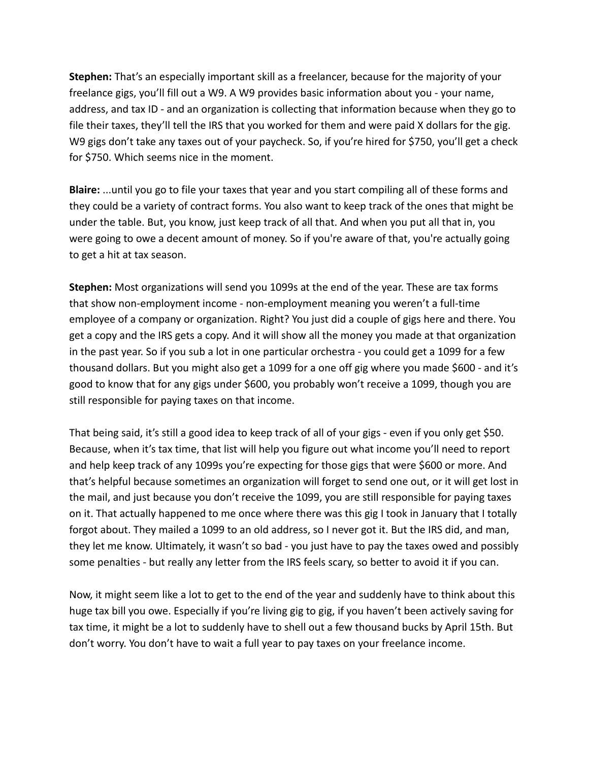**Stephen:** That's an especially important skill as a freelancer, because for the majority of your freelance gigs, you'll fill out a W9. A W9 provides basic information about you - your name, address, and tax ID - and an organization is collecting that information because when they go to file their taxes, they'll tell the IRS that you worked for them and were paid X dollars for the gig. W9 gigs don't take any taxes out of your paycheck. So, if you're hired for $750, you'll get a check for $750. Which seems nice in the moment.

**Blaire:** ...until you go to file your taxes that year and you start compiling all of these forms and they could be a variety of contract forms. You also want to keep track of the ones that might be under the table. But, you know, just keep track of all that. And when you put all that in, you were going to owe a decent amount of money. So if you're aware of that, you're actually going to get a hit at tax season.

**Stephen:** Most organizations will send you 1099s at the end of the year. These are tax forms that show non-employment income - non-employment meaning you weren't a full-time employee of a company or organization. Right? You just did a couple of gigs here and there. You get a copy and the IRS gets a copy. And it will show all the money you made at that organization in the past year. So if you sub a lot in one particular orchestra - you could get a 1099 for a few thousand dollars. But you might also get a 1099 for a one off gig where you made $600 - and it's good to know that for any gigs under $600, you probably won't receive a 1099, though you are still responsible for paying taxes on that income.

That being said, it's still a good idea to keep track of all of your gigs - even if you only get $50. Because, when it's tax time, that list will help you figure out what income you'll need to report and help keep track of any 1099s you're expecting for those gigs that were $600 or more. And that's helpful because sometimes an organization will forget to send one out, or it will get lost in the mail, and just because you don't receive the 1099, you are still responsible for paying taxes on it. That actually happened to me once where there was this gig I took in January that I totally forgot about. They mailed a 1099 to an old address, so I never got it. But the IRS did, and man, they let me know. Ultimately, it wasn't so bad - you just have to pay the taxes owed and possibly some penalties - but really any letter from the IRS feels scary, so better to avoid it if you can.

Now, it might seem like a lot to get to the end of the year and suddenly have to think about this huge tax bill you owe. Especially if you're living gig to gig, if you haven't been actively saving for tax time, it might be a lot to suddenly have to shell out a few thousand bucks by April 15th. But don't worry. You don't have to wait a full year to pay taxes on your freelance income.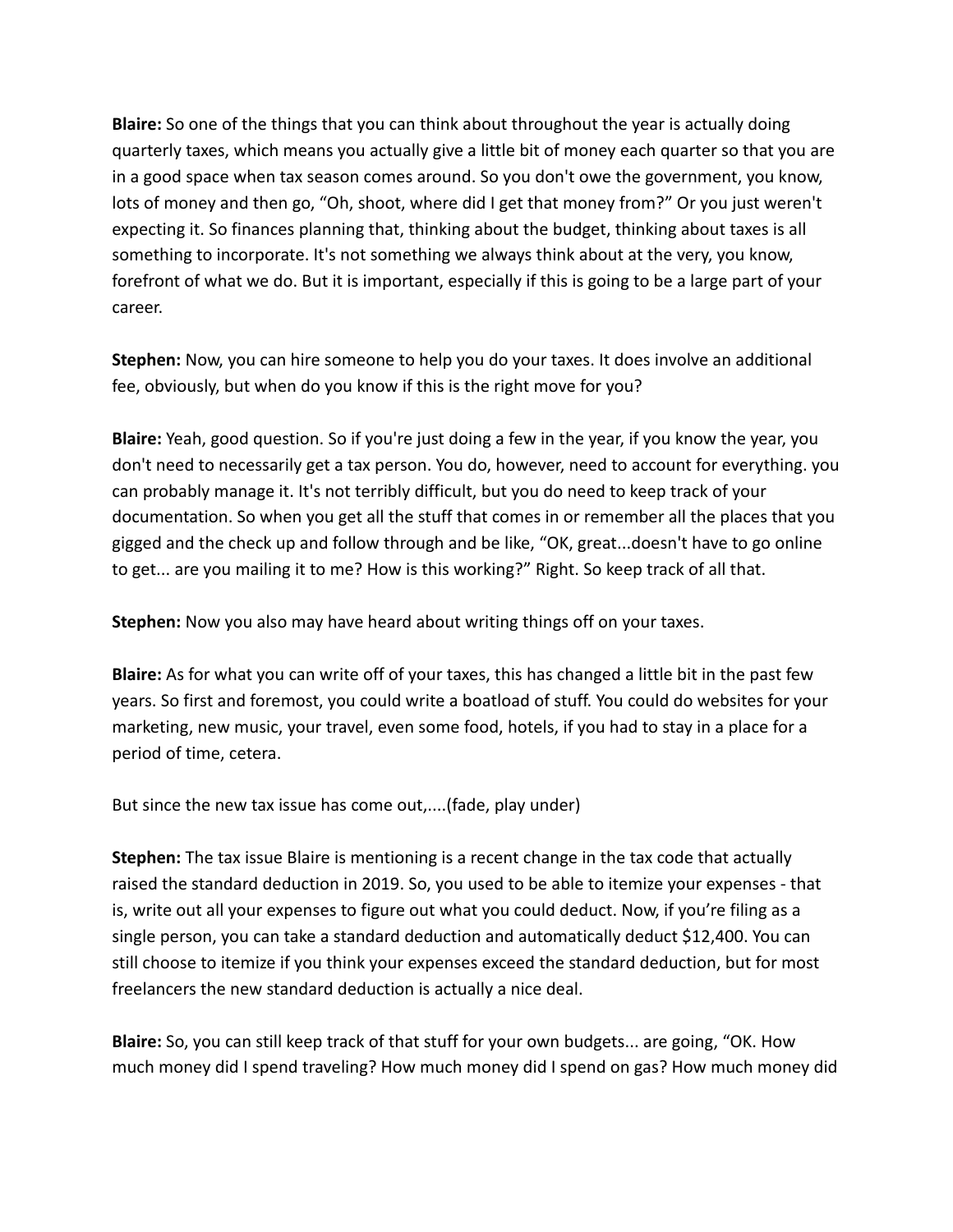**Blaire:** So one of the things that you can think about throughout the year is actually doing quarterly taxes, which means you actually give a little bit of money each quarter so that you are in a good space when tax season comes around. So you don't owe the government, you know, lots of money and then go, "Oh, shoot, where did I get that money from?" Or you just weren't expecting it. So finances planning that, thinking about the budget, thinking about taxes is all something to incorporate. It's not something we always think about at the very, you know, forefront of what we do. But it is important, especially if this is going to be a large part of your career.

**Stephen:** Now, you can hire someone to help you do your taxes. It does involve an additional fee, obviously, but when do you know if this is the right move for you?

**Blaire:** Yeah, good question. So if you're just doing a few in the year, if you know the year, you don't need to necessarily get a tax person. You do, however, need to account for everything. you can probably manage it. It's not terribly difficult, but you do need to keep track of your documentation. So when you get all the stuff that comes in or remember all the places that you gigged and the check up and follow through and be like, "OK, great...doesn't have to go online to get... are you mailing it to me? How is this working?" Right. So keep track of all that.

**Stephen:** Now you also may have heard about writing things off on your taxes.

**Blaire:** As for what you can write off of your taxes, this has changed a little bit in the past few years. So first and foremost, you could write a boatload of stuff. You could do websites for your marketing, new music, your travel, even some food, hotels, if you had to stay in a place for a period of time, cetera.

But since the new tax issue has come out,....(fade, play under)

**Stephen:** The tax issue Blaire is mentioning is a recent change in the tax code that actually raised the standard deduction in 2019. So, you used to be able to itemize your expenses - that is, write out all your expenses to figure out what you could deduct. Now, if you're filing as a single person, you can take a standard deduction and automatically deduct $12,400. You can still choose to itemize if you think your expenses exceed the standard deduction, but for most freelancers the new standard deduction is actually a nice deal.

**Blaire:** So, you can still keep track of that stuff for your own budgets... are going, "OK. How much money did I spend traveling? How much money did I spend on gas? How much money did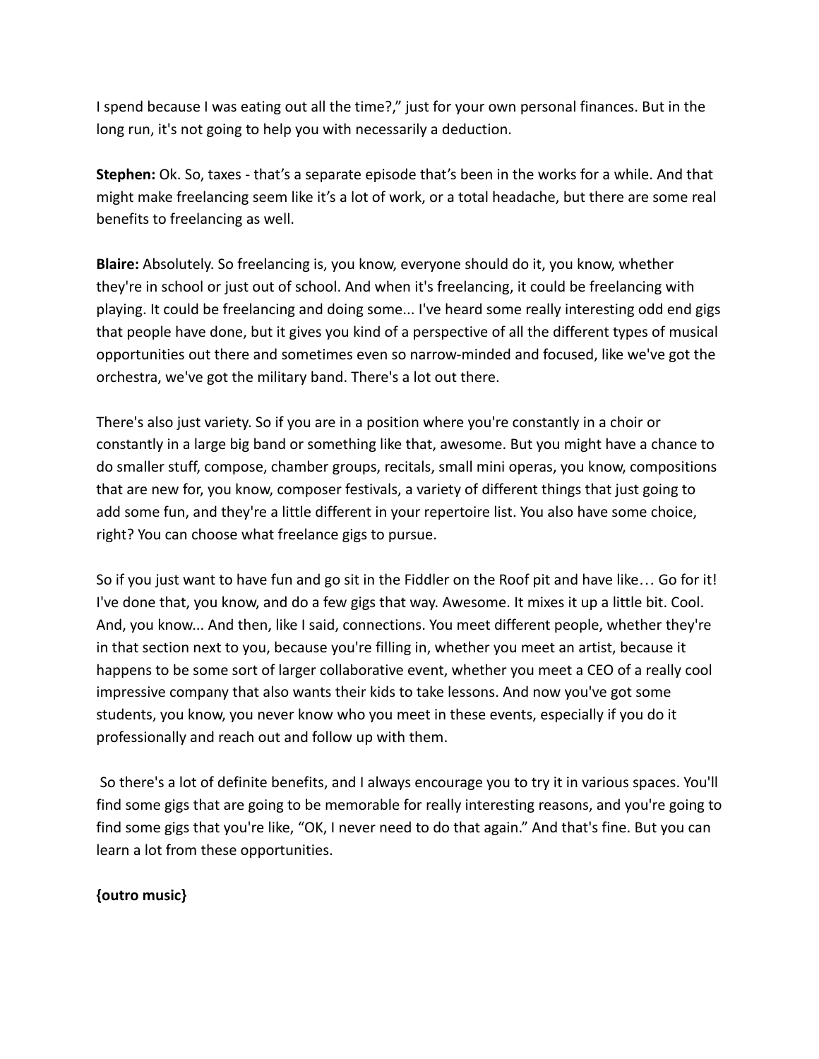I spend because I was eating out all the time?," just for your own personal finances. But in the long run, it's not going to help you with necessarily a deduction.

**Stephen:** Ok. So, taxes - that's a separate episode that's been in the works for a while. And that might make freelancing seem like it's a lot of work, or a total headache, but there are some real benefits to freelancing as well.

**Blaire:** Absolutely. So freelancing is, you know, everyone should do it, you know, whether they're in school or just out of school. And when it's freelancing, it could be freelancing with playing. It could be freelancing and doing some... I've heard some really interesting odd end gigs that people have done, but it gives you kind of a perspective of all the different types of musical opportunities out there and sometimes even so narrow-minded and focused, like we've got the orchestra, we've got the military band. There's a lot out there.

There's also just variety. So if you are in a position where you're constantly in a choir or constantly in a large big band or something like that, awesome. But you might have a chance to do smaller stuff, compose, chamber groups, recitals, small mini operas, you know, compositions that are new for, you know, composer festivals, a variety of different things that just going to add some fun, and they're a little different in your repertoire list. You also have some choice, right? You can choose what freelance gigs to pursue.

So if you just want to have fun and go sit in the Fiddler on the Roof pit and have like… Go for it! I've done that, you know, and do a few gigs that way. Awesome. It mixes it up a little bit. Cool. And, you know... And then, like I said, connections. You meet different people, whether they're in that section next to you, because you're filling in, whether you meet an artist, because it happens to be some sort of larger collaborative event, whether you meet a CEO of a really cool impressive company that also wants their kids to take lessons. And now you've got some students, you know, you never know who you meet in these events, especially if you do it professionally and reach out and follow up with them.

So there's a lot of definite benefits, and I always encourage you to try it in various spaces. You'll find some gigs that are going to be memorable for really interesting reasons, and you're going to find some gigs that you're like, "OK, I never need to do that again." And that's fine. But you can learn a lot from these opportunities.

**{outro music}**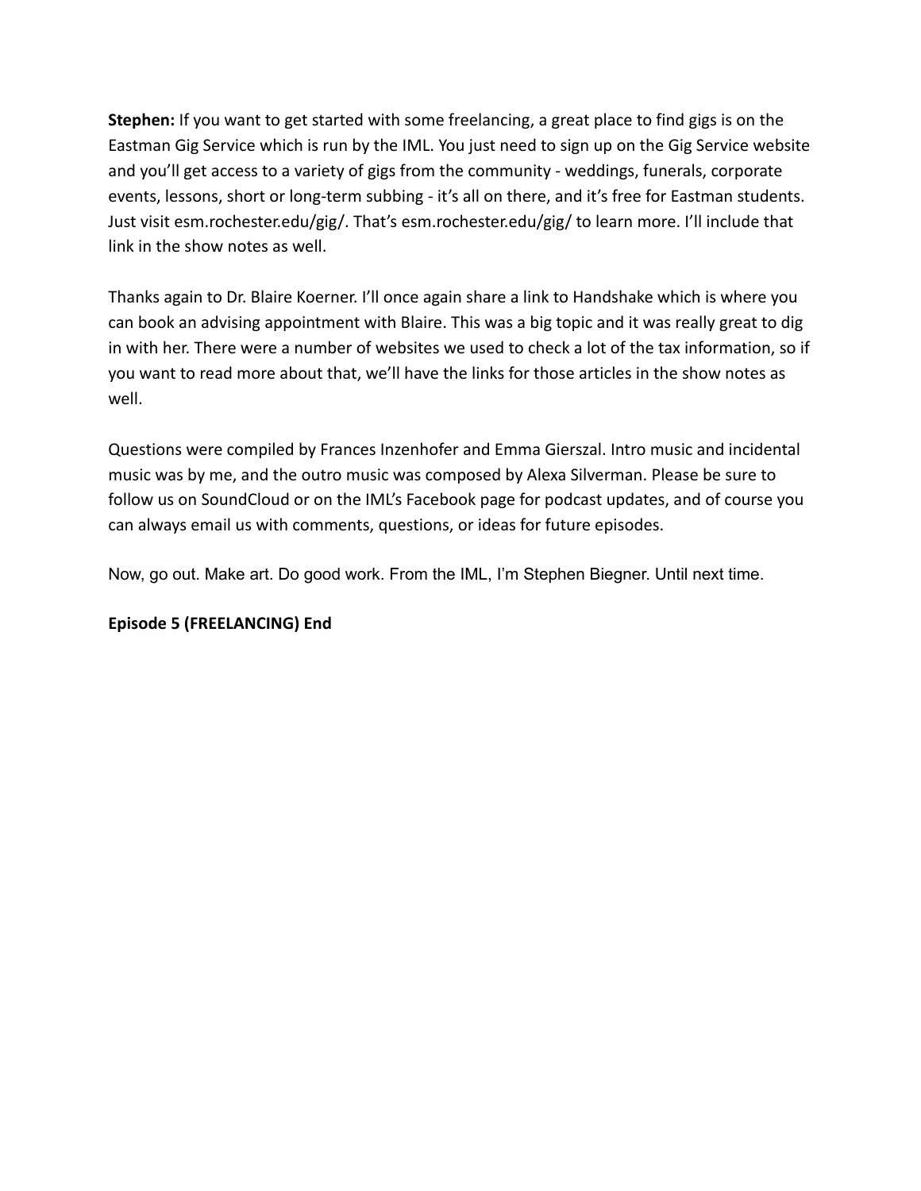**Stephen:** If you want to get started with some freelancing, a great place to find gigs is on the Eastman Gig Service which is run by the IML. You just need to sign up on the Gig Service website and you'll get access to a variety of gigs from the community - weddings, funerals, corporate events, lessons, short or long-term subbing - it's all on there, and it's free for Eastman students. Just visit esm.rochester.edu/gig/. That's esm.rochester.edu/gig/ to learn more. I'll include that link in the show notes as well.

Thanks again to Dr. Blaire Koerner. I'll once again share a link to Handshake which is where you can book an advising appointment with Blaire. This was a big topic and it was really great to dig in with her. There were a number of websites we used to check a lot of the tax information, so if you want to read more about that, we'll have the links for those articles in the show notes as well.

Questions were compiled by Frances Inzenhofer and Emma Gierszal. Intro music and incidental music was by me, and the outro music was composed by Alexa Silverman. Please be sure to follow us on SoundCloud or on the IML's Facebook page for podcast updates, and of course you can always email us with comments, questions, or ideas for future episodes.

Now, go out. Make art. Do good work. From the IML, I'm Stephen Biegner. Until next time.

**Episode 5 (FREELANCING) End**